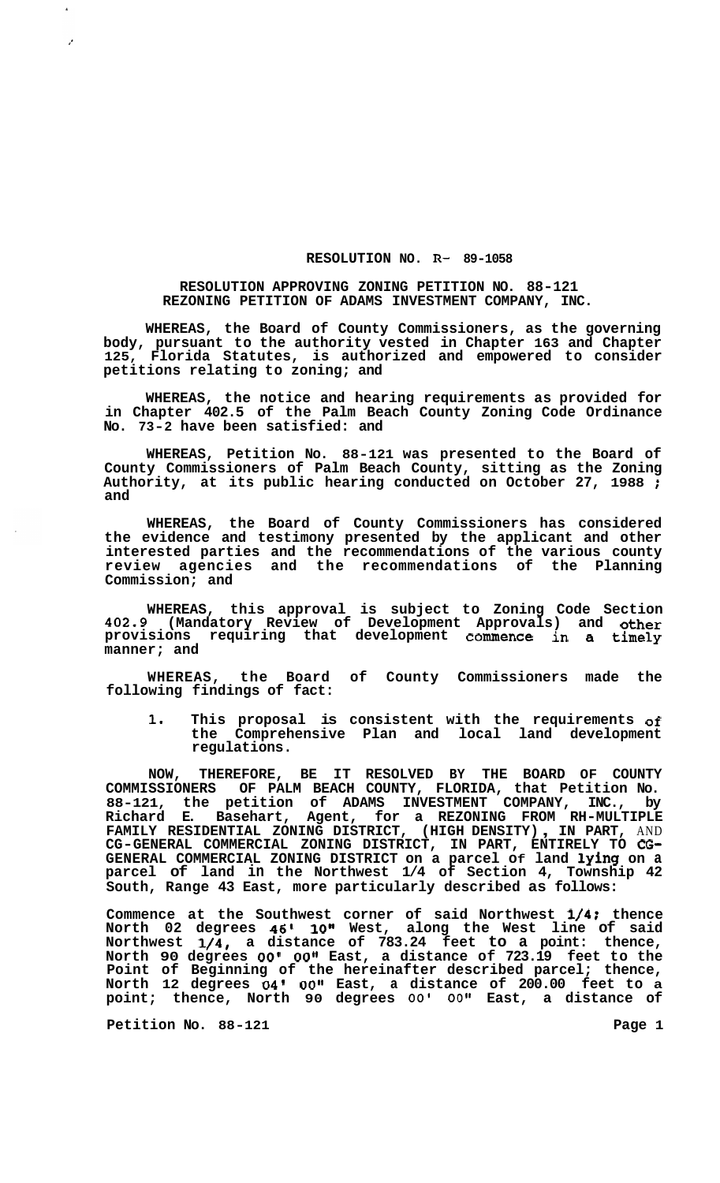**RESOLUTION NO. R- 89-1058**

**RESOLUTION APPROVING ZONING PETITION NO. 88-121**
**REZONING PETITION OF ADAMS INVESTMENT COMPANY, INC.**

**WHEREAS, the Board of County Commissioners, as the governing body, pursuant to the authority vested in Chapter 163 and Chapter 125, Florida Statutes, is authorized and empowered to consider petitions relating to zoning; and**

**WHEREAS, the notice and hearing requirements as provided for in Chapter 402.5 of the Palm Beach County Zoning Code Ordinance No. 73-2 have been satisfied: and**

**WHEREAS, Petition No. 88-121 was presented to the Board of County Commissioners of Palm Beach County, sitting as the Zoning Authority, at its public hearing conducted on October 27, 1988 ; and**

**WHEREAS, the Board of County Commissioners has considered the evidence and testimony presented by the applicant and other interested parties and the recommendations of the various county review agencies and the recommendations of the Planning Commission; and**

**WHEREAS, this approval is subject to Zoning Code Section 402.9 (Mandatory Review of Development Approvals) and other provisions requiring that development commence in a timely manner; and**

**WHEREAS, the Board of County Commissioners made the following findings of fact:**

1. **This proposal is consistent with the requirements of the Comprehensive Plan and local land development regulations.**

**NOW, THEREFORE, BE IT RESOLVED BY THE BOARD OF COUNTY COMMISSIONERS OF PALM BEACH COUNTY, FLORIDA, that Petition No. 88-121, the petition of ADAMS INVESTMENT COMPANY, INC., by Richard E. Basehart, Agent, for a REZONING FROM RH-MULTIPLE FAMILY RESIDENTIAL ZONING DISTRICT, (HIGH DENSITY), IN PART, AND CG-GENERAL COMMERCIAL ZONING DISTRICT, IN PART, ENTIRELY TO CG-GENERAL COMMERCIAL ZONING DISTRICT on a parcel of land lying on a parcel of land in the Northwest 1/4 of Section 4, Township 42 South, Range 43 East, more particularly described as follows:**

**Commence at the Southwest corner of said Northwest 1/4; thence North 02 degrees 46' 10" West, along the West line of said Northwest 1/4, a distance of 783.24 feet to a point: thence, North 90 degrees 00' 00" East, a distance of 723.19 feet to the Point of Beginning of the hereinafter described parcel; thence, North 12 degrees 04' 00" East, a distance of 200.00 feet to a point; thence, North 90 degrees 00' 00" East, a distance of**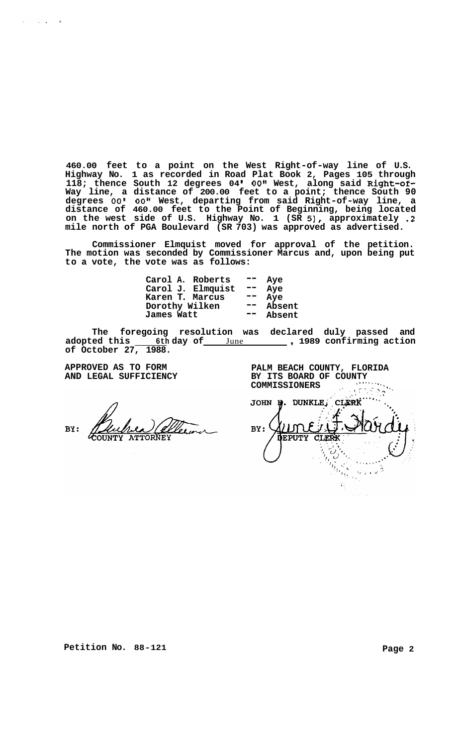460.00 feet to a point on the West Right-of-way line of U.S. Highway No. 1 as recorded in Road Plat Book 2, Pages 105 through 118; thence South 12 degrees 04' 00" West, along said Right-of-Way line, a distance of 200.00 feet to a point; thence South 90 degrees 00' 00" West, departing from said Right-of-way line, a distance of 460.00 feet to the Point of Beginning, being located on the west side of U.S. Highway No. 1 (SR 5), approximately .2 mile north of PGA Boulevard (SR 703) was approved as advertised.

Commissioner Elmquist moved for approval of the petition. The motion was seconded by Commissioner Marcus and, upon being put to a vote, the vote was as follows:

| | | |
|---|---|---|
| Carol A. Roberts | -- | Aye |
| Carol J. Elmquist | -- | Aye |
| Karen T. Marcus | -- | Aye |
| Dorothy Wilken | -- | Absent |
| James Watt | -- | Absent |

The foregoing resolution was declared duly passed and adopted this 6th day of June, 1989 confirming action of October 27, 1988.

APPROVED AS TO FORM AND LEGAL SUFFICIENCY

BY: COUNTY ATTORNEY

PALM BEACH COUNTY, FLORIDA BY ITS BOARD OF COUNTY COMMISSIONERS

JOHN B. DUNKLE, CLERK

BY: DEPUTY CLERK

Petition No. 88-121